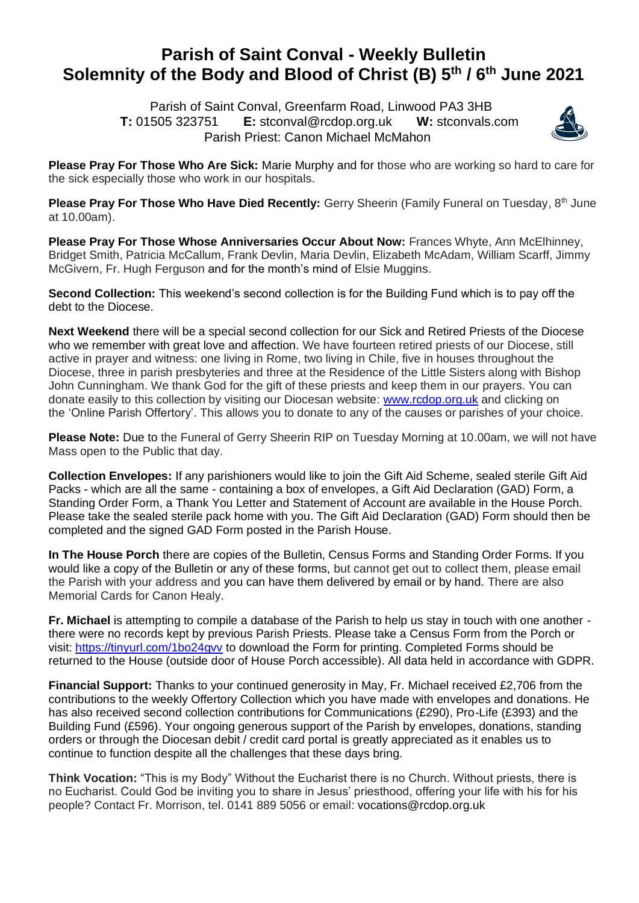# Parish of Saint Conval - Weekly Bulletin
# Solemnity of the Body and Blood of Christ (B) 5th / 6th June 2021

Parish of Saint Conval, Greenfarm Road, Linwood PA3 3HB
**T:** 01505 323751 **E:** stconval@rcdop.org.uk **W:** stconvals.com
Parish Priest: Canon Michael McMahon

**Please Pray For Those Who Are Sick:** Marie Murphy and for those who are working so hard to care for the sick especially those who work in our hospitals.

**Please Pray For Those Who Have Died Recently:** Gerry Sheerin (Family Funeral on Tuesday, 8th June at 10.00am).

**Please Pray For Those Whose Anniversaries Occur About Now:** Frances Whyte, Ann McElhinney, Bridget Smith, Patricia McCallum, Frank Devlin, Maria Devlin, Elizabeth McAdam, William Scarff, Jimmy McGivern, Fr. Hugh Ferguson and for the month's mind of Elsie Muggins.

**Second Collection:** This weekend's second collection is for the Building Fund which is to pay off the debt to the Diocese.

**Next Weekend** there will be a special second collection for our Sick and Retired Priests of the Diocese who we remember with great love and affection. We have fourteen retired priests of our Diocese, still active in prayer and witness: one living in Rome, two living in Chile, five in houses throughout the Diocese, three in parish presbyteries and three at the Residence of the Little Sisters along with Bishop John Cunningham. We thank God for the gift of these priests and keep them in our prayers. You can donate easily to this collection by visiting our Diocesan website: www.rcdop.org.uk and clicking on the 'Online Parish Offertory'. This allows you to donate to any of the causes or parishes of your choice.

**Please Note:** Due to the Funeral of Gerry Sheerin RIP on Tuesday Morning at 10.00am, we will not have Mass open to the Public that day.

**Collection Envelopes:** If any parishioners would like to join the Gift Aid Scheme, sealed sterile Gift Aid Packs - which are all the same - containing a box of envelopes, a Gift Aid Declaration (GAD) Form, a Standing Order Form, a Thank You Letter and Statement of Account are available in the House Porch. Please take the sealed sterile pack home with you. The Gift Aid Declaration (GAD) Form should then be completed and the signed GAD Form posted in the Parish House.

**In The House Porch** there are copies of the Bulletin, Census Forms and Standing Order Forms. If you would like a copy of the Bulletin or any of these forms, but cannot get out to collect them, please email the Parish with your address and you can have them delivered by email or by hand. There are also Memorial Cards for Canon Healy.

**Fr. Michael** is attempting to compile a database of the Parish to help us stay in touch with one another - there were no records kept by previous Parish Priests. Please take a Census Form from the Porch or visit: https://tinyurl.com/1bo24gvv to download the Form for printing. Completed Forms should be returned to the House (outside door of House Porch accessible). All data held in accordance with GDPR.

**Financial Support:** Thanks to your continued generosity in May, Fr. Michael received £2,706 from the contributions to the weekly Offertory Collection which you have made with envelopes and donations. He has also received second collection contributions for Communications (£290), Pro-Life (£393) and the Building Fund (£596). Your ongoing generous support of the Parish by envelopes, donations, standing orders or through the Diocesan debit / credit card portal is greatly appreciated as it enables us to continue to function despite all the challenges that these days bring.

**Think Vocation:** "This is my Body" Without the Eucharist there is no Church. Without priests, there is no Eucharist. Could God be inviting you to share in Jesus' priesthood, offering your life with his for his people? Contact Fr. Morrison, tel. 0141 889 5056 or email: vocations@rcdop.org.uk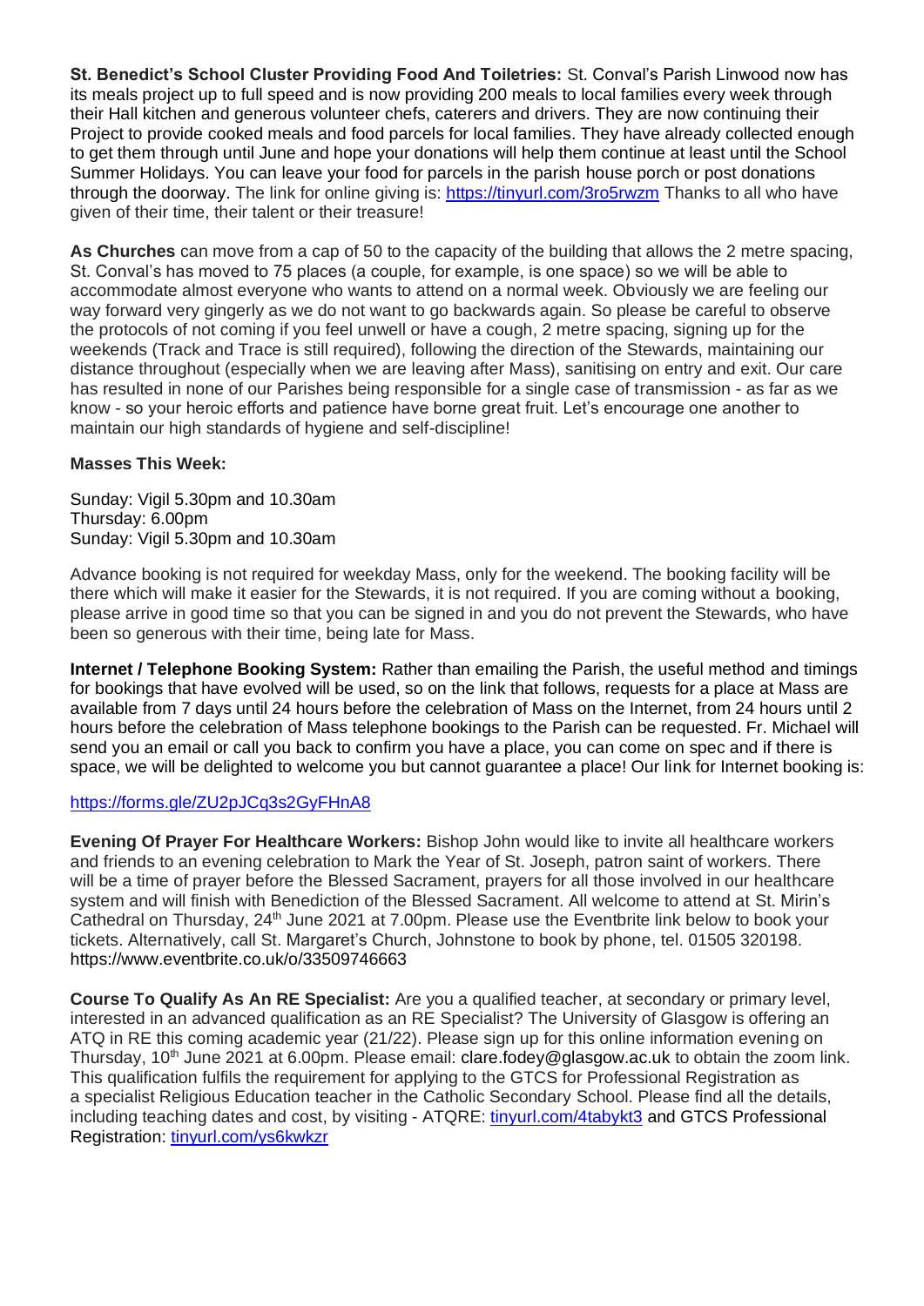**St. Benedict's School Cluster Providing Food And Toiletries:** St. Conval's Parish Linwood now has its meals project up to full speed and is now providing 200 meals to local families every week through their Hall kitchen and generous volunteer chefs, caterers and drivers. They are now continuing their Project to provide cooked meals and food parcels for local families. They have already collected enough to get them through until June and hope your donations will help them continue at least until the School Summer Holidays. You can leave your food for parcels in the parish house porch or post donations through the doorway. The link for online giving is: https://tinyurl.com/3ro5rwzm Thanks to all who have given of their time, their talent or their treasure!

**As Churches** can move from a cap of 50 to the capacity of the building that allows the 2 metre spacing, St. Conval's has moved to 75 places (a couple, for example, is one space) so we will be able to accommodate almost everyone who wants to attend on a normal week. Obviously we are feeling our way forward very gingerly as we do not want to go backwards again. So please be careful to observe the protocols of not coming if you feel unwell or have a cough, 2 metre spacing, signing up for the weekends (Track and Trace is still required), following the direction of the Stewards, maintaining our distance throughout (especially when we are leaving after Mass), sanitising on entry and exit. Our care has resulted in none of our Parishes being responsible for a single case of transmission - as far as we know - so your heroic efforts and patience have borne great fruit. Let's encourage one another to maintain our high standards of hygiene and self-discipline!

**Masses This Week:**

Sunday: Vigil 5.30pm and 10.30am
Thursday: 6.00pm
Sunday: Vigil 5.30pm and 10.30am

Advance booking is not required for weekday Mass, only for the weekend. The booking facility will be there which will make it easier for the Stewards, it is not required. If you are coming without a booking, please arrive in good time so that you can be signed in and you do not prevent the Stewards, who have been so generous with their time, being late for Mass.

**Internet / Telephone Booking System:** Rather than emailing the Parish, the useful method and timings for bookings that have evolved will be used, so on the link that follows, requests for a place at Mass are available from 7 days until 24 hours before the celebration of Mass on the Internet, from 24 hours until 2 hours before the celebration of Mass telephone bookings to the Parish can be requested. Fr. Michael will send you an email or call you back to confirm you have a place, you can come on spec and if there is space, we will be delighted to welcome you but cannot guarantee a place! Our link for Internet booking is:

https://forms.gle/ZU2pJCq3s2GyFHnA8

**Evening Of Prayer For Healthcare Workers:** Bishop John would like to invite all healthcare workers and friends to an evening celebration to Mark the Year of St. Joseph, patron saint of workers. There will be a time of prayer before the Blessed Sacrament, prayers for all those involved in our healthcare system and will finish with Benediction of the Blessed Sacrament. All welcome to attend at St. Mirin's Cathedral on Thursday, 24th June 2021 at 7.00pm. Please use the Eventbrite link below to book your tickets. Alternatively, call St. Margaret's Church, Johnstone to book by phone, tel. 01505 320198. https://www.eventbrite.co.uk/o/33509746663

**Course To Qualify As An RE Specialist:** Are you a qualified teacher, at secondary or primary level, interested in an advanced qualification as an RE Specialist? The University of Glasgow is offering an ATQ in RE this coming academic year (21/22). Please sign up for this online information evening on Thursday, 10th June 2021 at 6.00pm. Please email: clare.fodey@glasgow.ac.uk to obtain the zoom link. This qualification fulfils the requirement for applying to the GTCS for Professional Registration as a specialist Religious Education teacher in the Catholic Secondary School. Please find all the details, including teaching dates and cost, by visiting - ATQRE: tinyurl.com/4tabykt3 and GTCS Professional Registration: tinyurl.com/ys6kwkzr